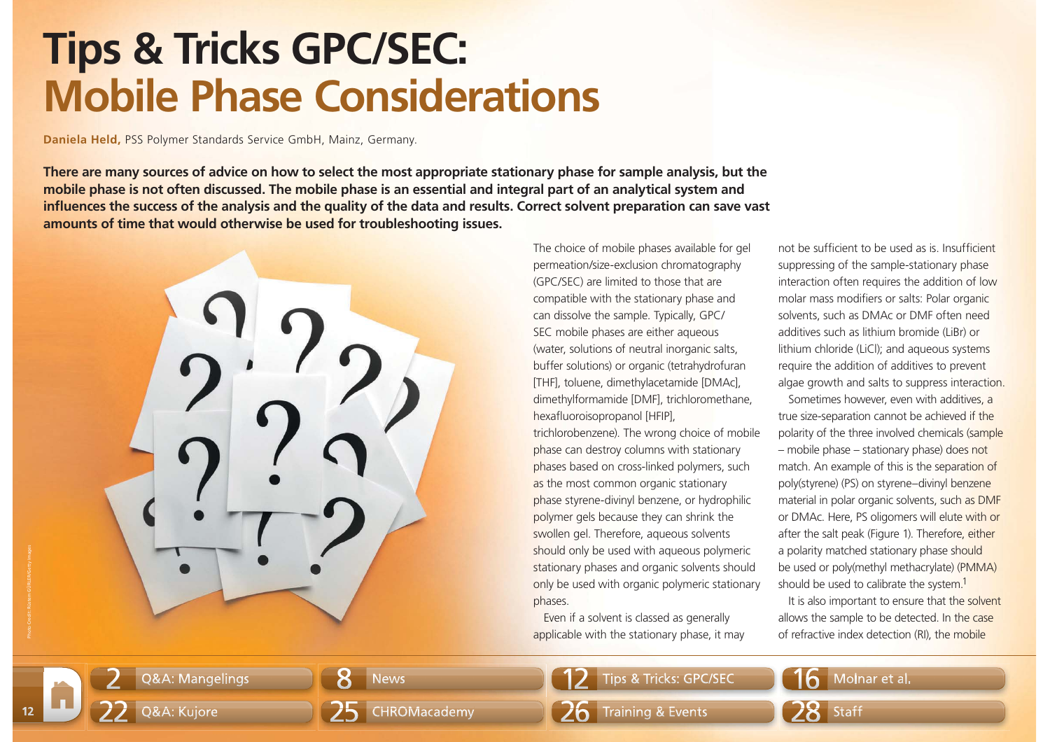# Tips & Tricks GPC/SEC: Mobile Phase Considerations

**Daniela Held,** PSS Polymer Standards Service GmbH, Mainz, Germany.

**There are many sources of advice on how to select the most appropriate stationary phase for sample analysis, but the mobile phase is not often discussed. The mobile phase is an essential and integral part of an analytical system and influences the success of the analysis and the quality of the data and results. Correct solvent preparation can save vast amounts of time that would otherwise be used for troubleshooting issues.**

The choice of mobile phases available for gel permeation/size-exclusion chromatography (GPC/SEC) are limited to those that are compatible with the stationary phase and can dissolve the sample. Typically, GPC/SEC mobile phases are either aqueous (water, solutions of neutral inorganic salts, buffer solutions) or organic (tetrahydrofuran [THF], toluene, dimethylacetamide [DMAc], dimethylformamide [DMF], trichloromethane, hexafluoroisopropanol [HFIP], trichlorobenzene). The wrong choice of mobile phase can destroy columns with stationary phases based on cross-linked polymers, such as the most common organic stationary phase styrene-divinyl benzene, or hydrophilic polymer gels because they can shrink the swollen gel. Therefore, aqueous solvents should only be used with aqueous polymeric stationary phases and organic solvents should only be used with organic polymeric stationary phases.

Even if a solvent is classed as generally applicable with the stationary phase, it may not be sufficient to be used as is. Insufficient suppressing of the sample-stationary phase interaction often requires the addition of low molar mass modifiers or salts: Polar organic solvents, such as DMAc or DMF often need additives such as lithium bromide (LiBr) or lithium chloride (LiCl); and aqueous systems require the addition of additives to prevent algae growth and salts to suppress interaction.

Sometimes however, even with additives, a true size-separation cannot be achieved if the polarity of the three involved chemicals (sample – mobile phase – stationary phase) does not match. An example of this is the separation of poly(styrene) (PS) on styrene–divinyl benzene material in polar organic solvents, such as DMF or DMAc. Here, PS oligomers will elute with or after the salt peak (Figure 1). Therefore, either a polarity matched stationary phase should be used or poly(methyl methacrylate) (PMMA) should be used to calibrate the system.[1]

It is also important to ensure that the solvent allows the sample to be detected. In the case of refractive index detection (RI), the mobile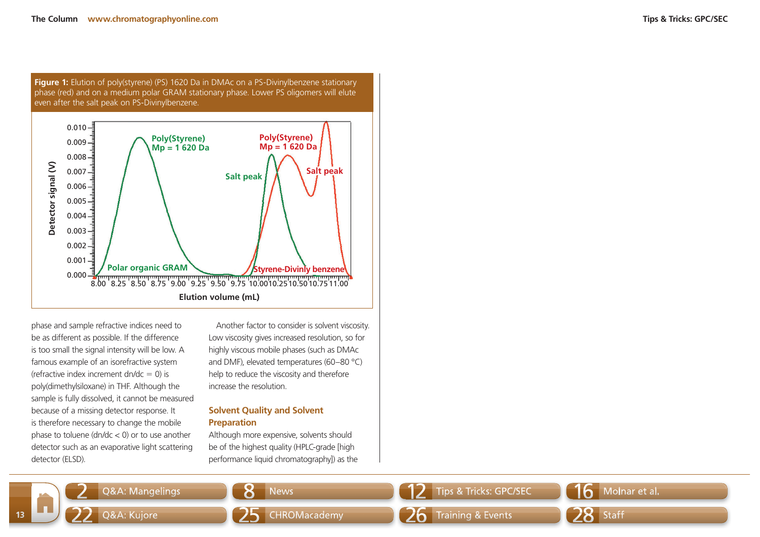**Figure 1:** Elution of poly(styrene) (PS) 1620 Da in DMAc on a PS-Divinylbenzene stationary phase (red) and on a medium polar GRAM stationary phase. Lower PS oligomers will elute even after the salt peak on PS-Divinylbenzene.

phase and sample refractive indices need to be as different as possible. If the difference is too small the signal intensity will be low. A famous example of an isorefractive system (refractive index increment $dn/dc = 0$) is poly(dimethylsiloxane) in THF. Although the sample is fully dissolved, it cannot be measured because of a missing detector response. It is therefore necessary to change the mobile phase to toluene ($dn/dc < 0$) or to use another detector such as an evaporative light scattering detector (ELSD).

Another factor to consider is solvent viscosity. Low viscosity gives increased resolution, so for highly viscous mobile phases (such as DMAc and DMF), elevated temperatures (60–80 °C) help to reduce the viscosity and therefore increase the resolution.

## Solvent Quality and Solvent Preparation

Although more expensive, solvents should be of the highest quality (HPLC-grade [high performance liquid chromatography]) as the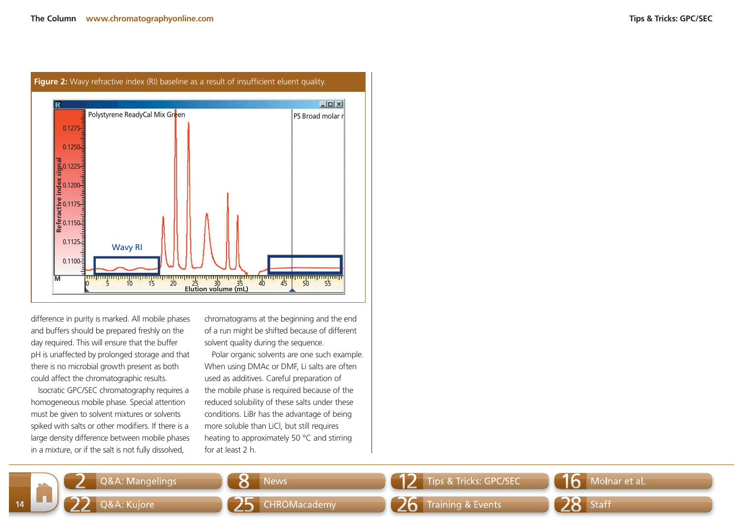**Figure 2:** Wavy refractive index (RI) baseline as a result of insufficient eluent quality.

difference in purity is marked. All mobile phases and buffers should be prepared freshly on the day required. This will ensure that the buffer pH is unaffected by prolonged storage and that there is no microbial growth present as both could affect the chromatographic results.

Isocratic GPC/SEC chromatography requires a homogeneous mobile phase. Special attention must be given to solvent mixtures or solvents spiked with salts or other modifiers. If there is a large density difference between mobile phases in a mixture, or if the salt is not fully dissolved, chromatograms at the beginning and the end of a run might be shifted because of different solvent quality during the sequence.

Polar organic solvents are one such example. When using DMAc or DMF, Li salts are often used as additives. Careful preparation of the mobile phase is required because of the reduced solubility of these salts under these conditions. LiBr has the advantage of being more soluble than LiCl, but still requires heating to approximately 50 °C and stirring for at least 2 h.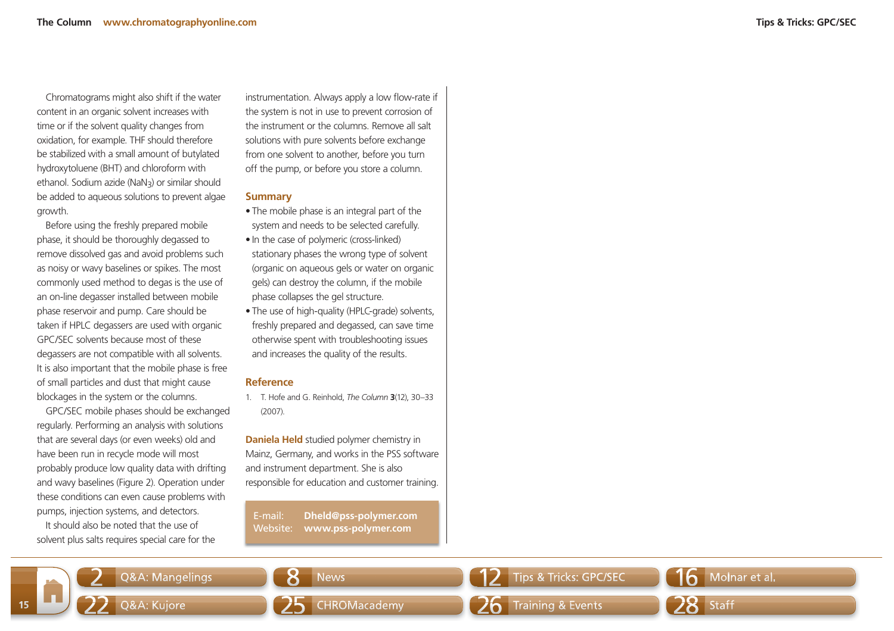Chromatograms might also shift if the water content in an organic solvent increases with time or if the solvent quality changes from oxidation, for example. THF should therefore be stabilized with a small amount of butylated hydroxytoluene (BHT) and chloroform with ethanol. Sodium azide ($NaN_3$) or similar should be added to aqueous solutions to prevent algae growth.

Before using the freshly prepared mobile phase, it should be thoroughly degassed to remove dissolved gas and avoid problems such as noisy or wavy baselines or spikes. The most commonly used method to degas is the use of an on-line degasser installed between mobile phase reservoir and pump. Care should be taken if HPLC degassers are used with organic GPC/SEC solvents because most of these degassers are not compatible with all solvents. It is also important that the mobile phase is free of small particles and dust that might cause blockages in the system or the columns.

GPC/SEC mobile phases should be exchanged regularly. Performing an analysis with solutions that are several days (or even weeks) old and have been run in recycle mode will most probably produce low quality data with drifting and wavy baselines (Figure 2). Operation under these conditions can even cause problems with pumps, injection systems, and detectors.

It should also be noted that the use of solvent plus salts requires special care for the instrumentation. Always apply a low flow-rate if the system is not in use to prevent corrosion of the instrument or the columns. Remove all salt solutions with pure solvents before exchange from one solvent to another, before you turn off the pump, or before you store a column.

## Summary

- The mobile phase is an integral part of the system and needs to be selected carefully.
- In the case of polymeric (cross-linked) stationary phases the wrong type of solvent (organic on aqueous gels or water on organic gels) can destroy the column, if the mobile phase collapses the gel structure.
- The use of high-quality (HPLC-grade) solvents, freshly prepared and degassed, can save time otherwise spent with troubleshooting issues and increases the quality of the results.

## Reference

1. T. Hofe and G. Reinhold, *The Column* **3**(12), 30–33 (2007).

**Daniela Held** studied polymer chemistry in Mainz, Germany, and works in the PSS software and instrument department. She is also responsible for education and customer training.

E-mail: **Dheld@pss-polymer.com**
Website: **www.pss-polymer.com**